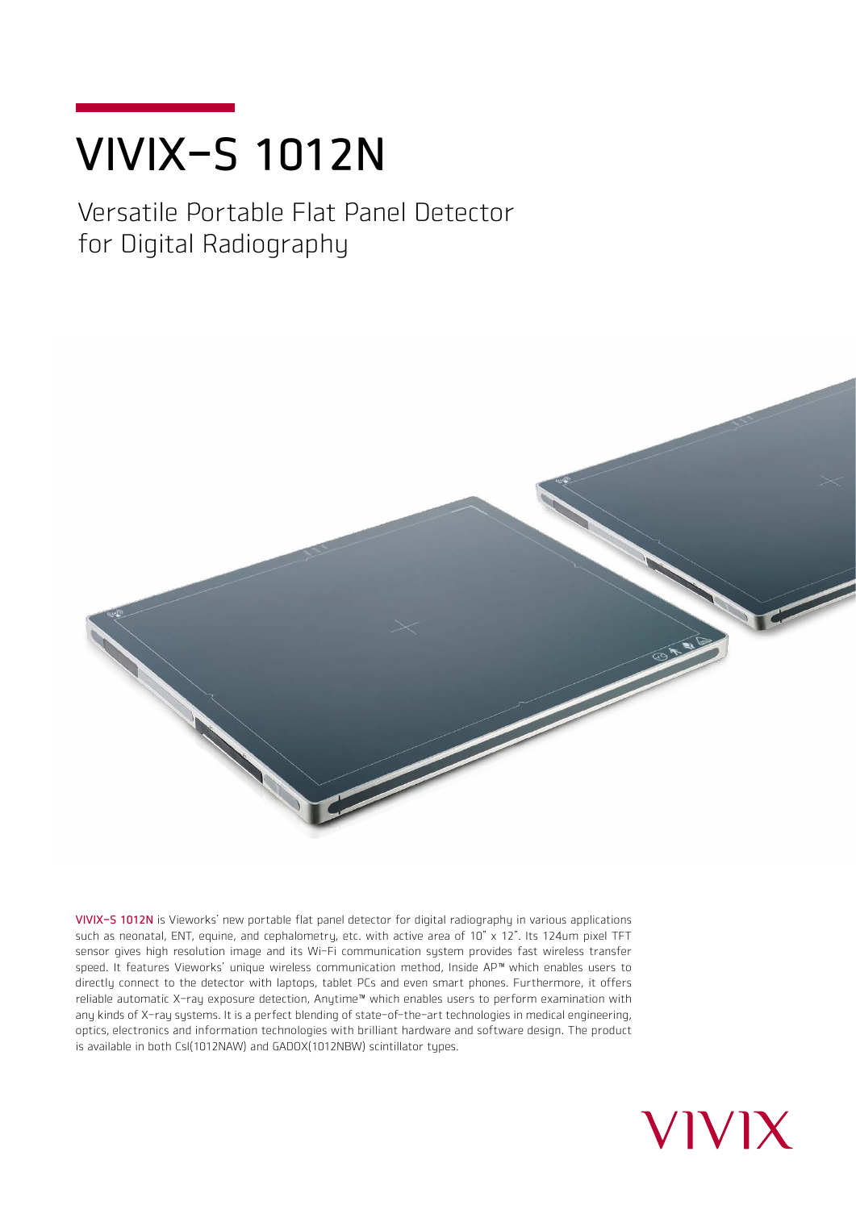# VIVIX-S 1012N

## Versatile Portable Flat Panel Detector for Digital Radiography

**VIVIX-S 1012N** is Vieworks' new portable flat panel detector for digital radiography in various applications such as neonatal, ENT, equine, and cephalometry, etc. with active area of 10" x 12". Its 124um pixel TFT sensor gives high resolution image and its Wi-Fi communication system provides fast wireless transfer speed. It features Vieworks' unique wireless communication method, Inside AP™ which enables users to directly connect to the detector with laptops, tablet PCs and even smart phones. Furthermore, it offers reliable automatic X-ray exposure detection, Anytime™ which enables users to perform examination with any kinds of X-ray systems. It is a perfect blending of state-of-the-art technologies in medical engineering, optics, electronics and information technologies with brilliant hardware and software design. The product is available in both CsI(1012NAW) and GADOX(1012NBW) scintillator types.

VIVIX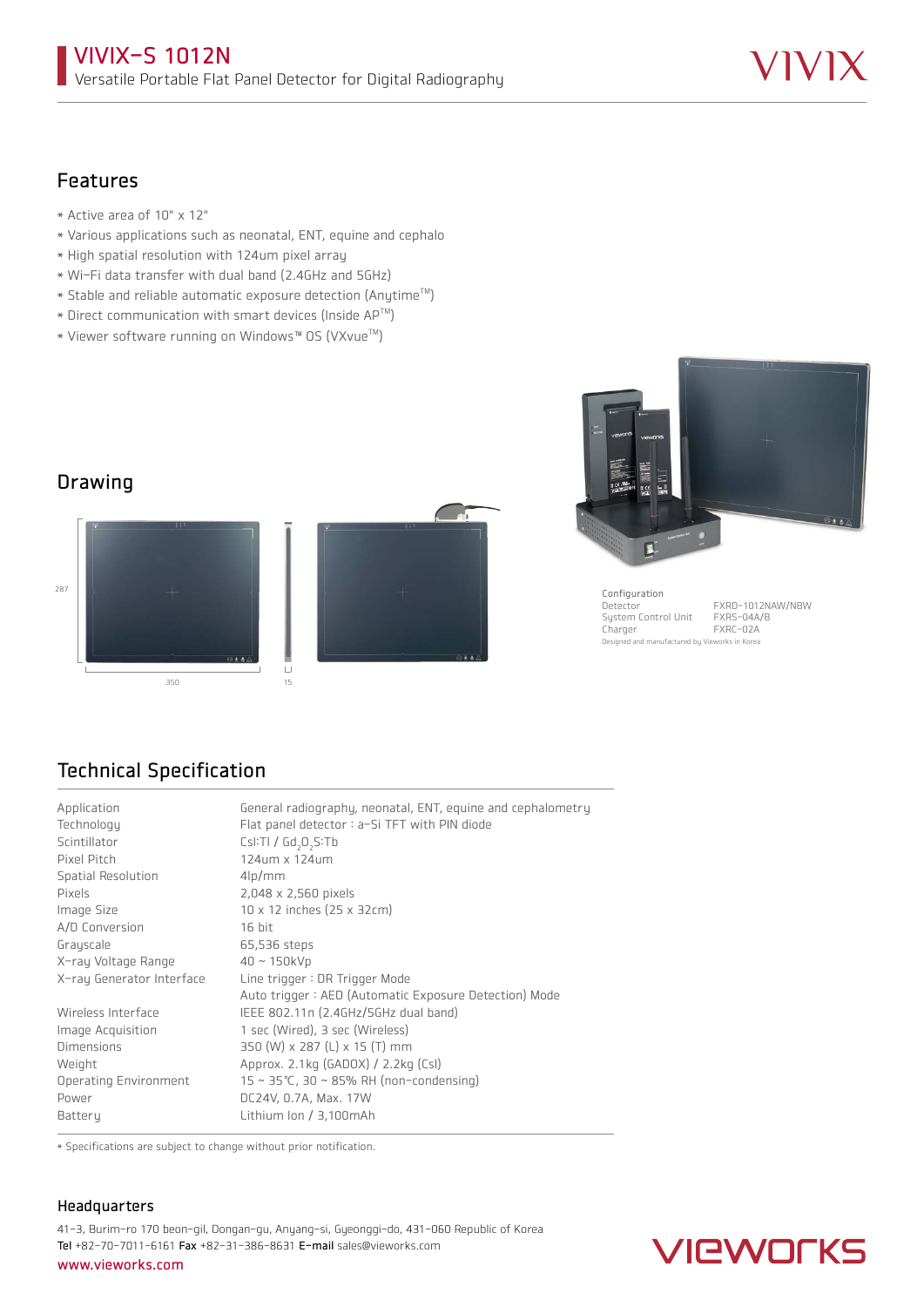# VIVIX-S 1012N

Versatile Portable Flat Panel Detector for Digital Radiography

VIVIX

## Features

* Active area of 10" x 12"
* Various applications such as neonatal, ENT, equine and cephalo
* High spatial resolution with 124um pixel array
* Wi-Fi data transfer with dual band (2.4GHz and 5GHz)
* Stable and reliable automatic exposure detection (Anytime™)
* Direct communication with smart devices (Inside AP™)
* Viewer software running on Windows™ OS (VXvue™)

## Drawing

287

350

15

Configuration

| | |
|---|---|
| Detector | FXRD-1012NAW/NBW |
| System Control Unit | FXRS-04A/B |
| Charger | FXRC-02A |

Designed and manufactured by Vieworks in Korea

## Technical Specification

| | |
|---|---|
| Application | General radiography, neonatal, ENT, equine and cephalometry |
| Technology | Flat panel detector : a-Si TFT with PIN diode |
| Scintillator | CsI:Tl / $Gd_2O_2S$:Tb |
| Pixel Pitch | 124um x 124um |
| Spatial Resolution | 4lp/mm |
| Pixels | 2,048 x 2,560 pixels |
| Image Size | 10 x 12 inches (25 x 32cm) |
| A/D Conversion | 16 bit |
| Grayscale | 65,536 steps |
| X-ray Voltage Range | 40 ~ 150kVp |
| X-ray Generator Interface | Line trigger : DR Trigger Mode<br>Auto trigger : AED (Automatic Exposure Detection) Mode |
| Wireless Interface | IEEE 802.11n (2.4GHz/5GHz dual band) |
| Image Acquisition | 1 sec (Wired), 3 sec (Wireless) |
| Dimensions | 350 (W) x 287 (L) x 15 (T) mm |
| Weight | Approx. 2.1kg (GADOX) / 2.2kg (CsI) |
| Operating Environment | 15 ~ 35℃, 30 ~ 85% RH (non-condensing) |
| Power | DC24V, 0.7A, Max. 17W |
| Battery | Lithium Ion / 3,100mAh |

* Specifications are subject to change without prior notification.

### Headquarters

41-3, Burim-ro 170 beon-gil, Dongan-gu, Anyang-si, Gyeonggi-do, 431-060 Republic of Korea
**Tel** +82-70-7011-6161 **Fax** +82-31-386-8631 **E-mail** sales@vieworks.com
www.vieworks.com

vieworks